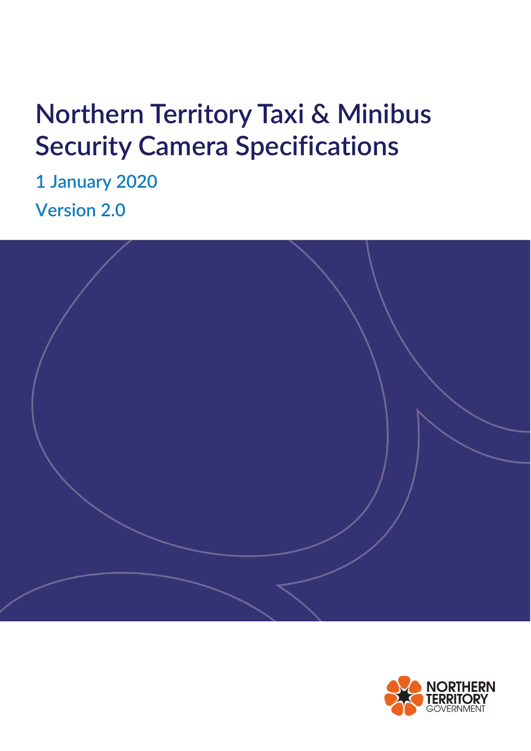# Northern Territory Taxi & Minibus Security Camera Specifications

1 January 2020

Version 2.0

NORTHERN TERRITORY GOVERNMENT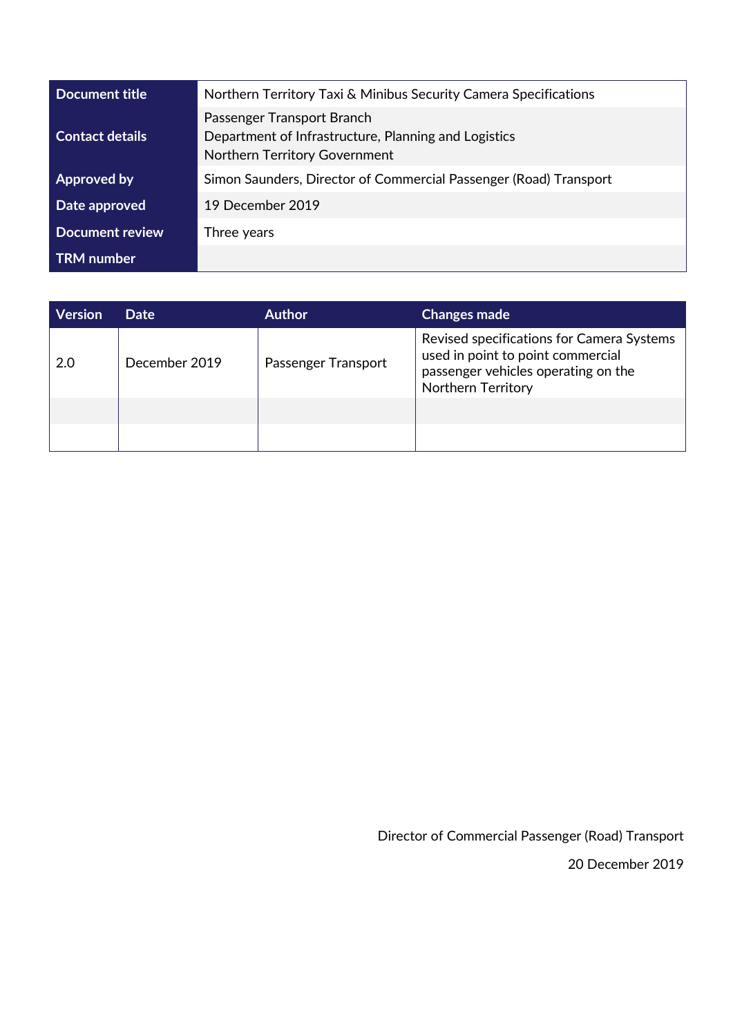| Document title | Northern Territory Taxi & Minibus Security Camera Specifications |
|---|---|
| Contact details | Passenger Transport Branch<br>Department of Infrastructure, Planning and Logistics<br>Northern Territory Government |
| Approved by | Simon Saunders, Director of Commercial Passenger (Road) Transport |
| Date approved | 19 December 2019 |
| Document review | Three years |
| TRM number | |

| Version | Date | Author | Changes made |
|---|---|---|---|
| 2.0 | December 2019 | Passenger Transport | Revised specifications for Camera Systems used in point to point commercial passenger vehicles operating on the Northern Territory |
| | | | |
| | | | |

Director of Commercial Passenger (Road) Transport

20 December 2019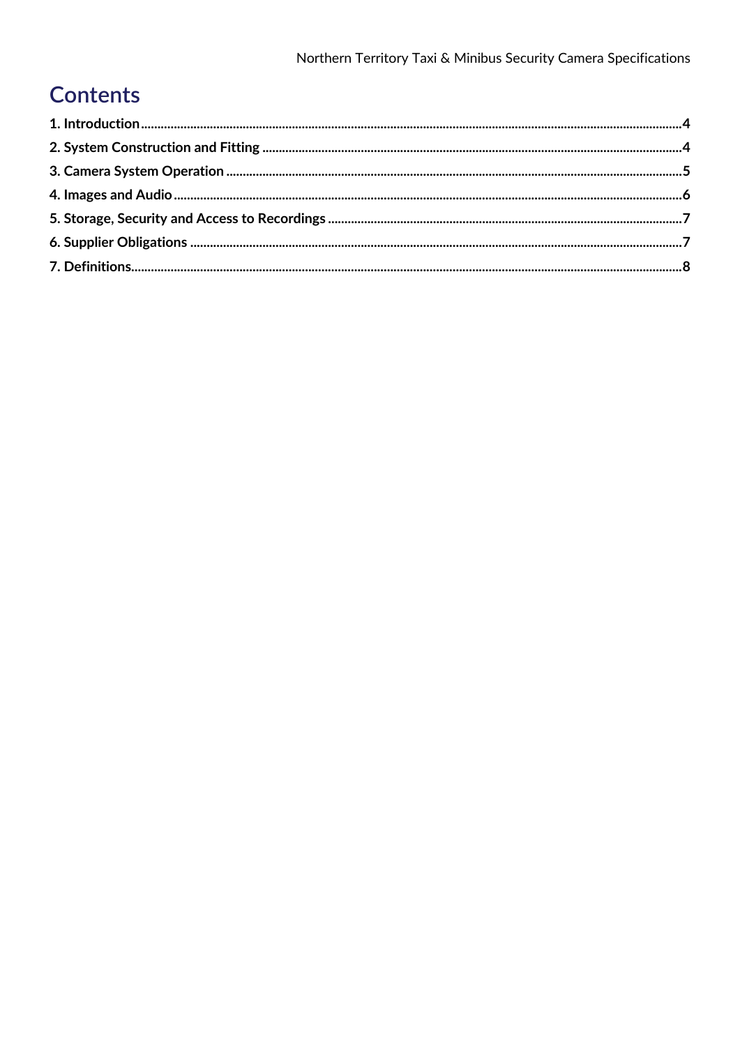# Contents

**1. Introduction** ..... 4

**2. System Construction and Fitting** ..... 4

**3. Camera System Operation** ..... 5

**4. Images and Audio** ..... 6

**5. Storage, Security and Access to Recordings** ..... 7

**6. Supplier Obligations** ..... 7

**7. Definitions** ..... 8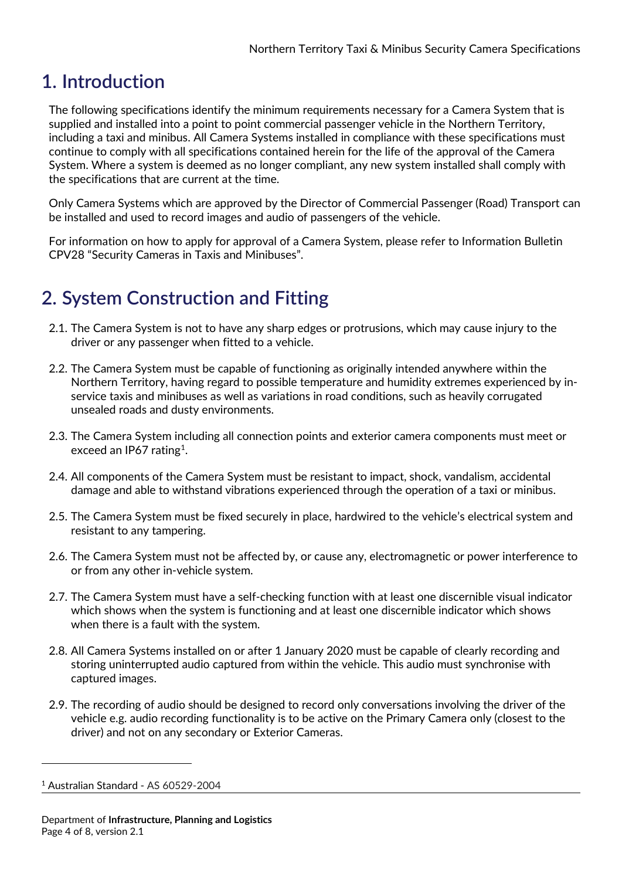# 1. Introduction

The following specifications identify the minimum requirements necessary for a Camera System that is supplied and installed into a point to point commercial passenger vehicle in the Northern Territory, including a taxi and minibus. All Camera Systems installed in compliance with these specifications must continue to comply with all specifications contained herein for the life of the approval of the Camera System. Where a system is deemed as no longer compliant, any new system installed shall comply with the specifications that are current at the time.

Only Camera Systems which are approved by the Director of Commercial Passenger (Road) Transport can be installed and used to record images and audio of passengers of the vehicle.

For information on how to apply for approval of a Camera System, please refer to Information Bulletin CPV28 "Security Cameras in Taxis and Minibuses".

# 2. System Construction and Fitting

2.1. The Camera System is not to have any sharp edges or protrusions, which may cause injury to the driver or any passenger when fitted to a vehicle.

2.2. The Camera System must be capable of functioning as originally intended anywhere within the Northern Territory, having regard to possible temperature and humidity extremes experienced by in-service taxis and minibuses as well as variations in road conditions, such as heavily corrugated unsealed roads and dusty environments.

2.3. The Camera System including all connection points and exterior camera components must meet or exceed an IP67 rating[1].

2.4. All components of the Camera System must be resistant to impact, shock, vandalism, accidental damage and able to withstand vibrations experienced through the operation of a taxi or minibus.

2.5. The Camera System must be fixed securely in place, hardwired to the vehicle's electrical system and resistant to any tampering.

2.6. The Camera System must not be affected by, or cause any, electromagnetic or power interference to or from any other in-vehicle system.

2.7. The Camera System must have a self-checking function with at least one discernible visual indicator which shows when the system is functioning and at least one discernible indicator which shows when there is a fault with the system.

2.8. All Camera Systems installed on or after 1 January 2020 must be capable of clearly recording and storing uninterrupted audio captured from within the vehicle. This audio must synchronise with captured images.

2.9. The recording of audio should be designed to record only conversations involving the driver of the vehicle e.g. audio recording functionality is to be active on the Primary Camera only (closest to the driver) and not on any secondary or Exterior Cameras.

---

[1] Australian Standard - AS 60529-2004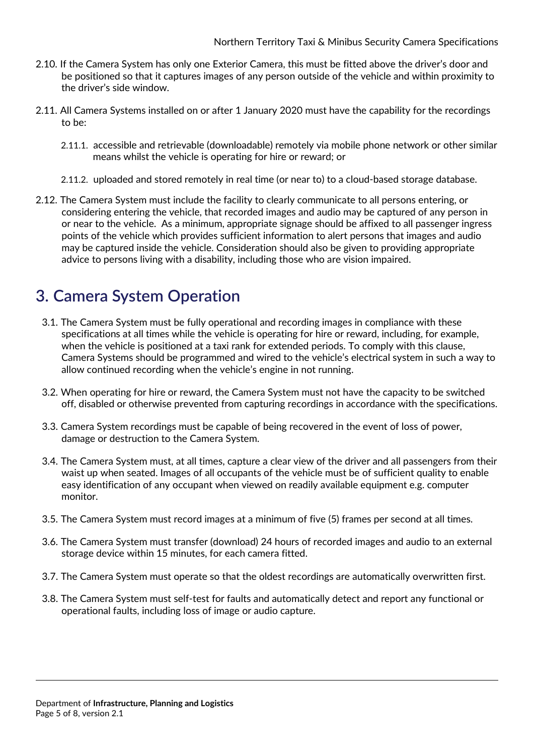2.10. If the Camera System has only one Exterior Camera, this must be fitted above the driver's door and be positioned so that it captures images of any person outside of the vehicle and within proximity to the driver's side window.

2.11. All Camera Systems installed on or after 1 January 2020 must have the capability for the recordings to be:

2.11.1. accessible and retrievable (downloadable) remotely via mobile phone network or other similar means whilst the vehicle is operating for hire or reward; or

2.11.2. uploaded and stored remotely in real time (or near to) to a cloud-based storage database.

2.12. The Camera System must include the facility to clearly communicate to all persons entering, or considering entering the vehicle, that recorded images and audio may be captured of any person in or near to the vehicle. As a minimum, appropriate signage should be affixed to all passenger ingress points of the vehicle which provides sufficient information to alert persons that images and audio may be captured inside the vehicle. Consideration should also be given to providing appropriate advice to persons living with a disability, including those who are vision impaired.

## 3. Camera System Operation

3.1. The Camera System must be fully operational and recording images in compliance with these specifications at all times while the vehicle is operating for hire or reward, including, for example, when the vehicle is positioned at a taxi rank for extended periods. To comply with this clause, Camera Systems should be programmed and wired to the vehicle's electrical system in such a way to allow continued recording when the vehicle's engine in not running.

3.2. When operating for hire or reward, the Camera System must not have the capacity to be switched off, disabled or otherwise prevented from capturing recordings in accordance with the specifications.

3.3. Camera System recordings must be capable of being recovered in the event of loss of power, damage or destruction to the Camera System.

3.4. The Camera System must, at all times, capture a clear view of the driver and all passengers from their waist up when seated. Images of all occupants of the vehicle must be of sufficient quality to enable easy identification of any occupant when viewed on readily available equipment e.g. computer monitor.

3.5. The Camera System must record images at a minimum of five (5) frames per second at all times.

3.6. The Camera System must transfer (download) 24 hours of recorded images and audio to an external storage device within 15 minutes, for each camera fitted.

3.7. The Camera System must operate so that the oldest recordings are automatically overwritten first.

3.8. The Camera System must self-test for faults and automatically detect and report any functional or operational faults, including loss of image or audio capture.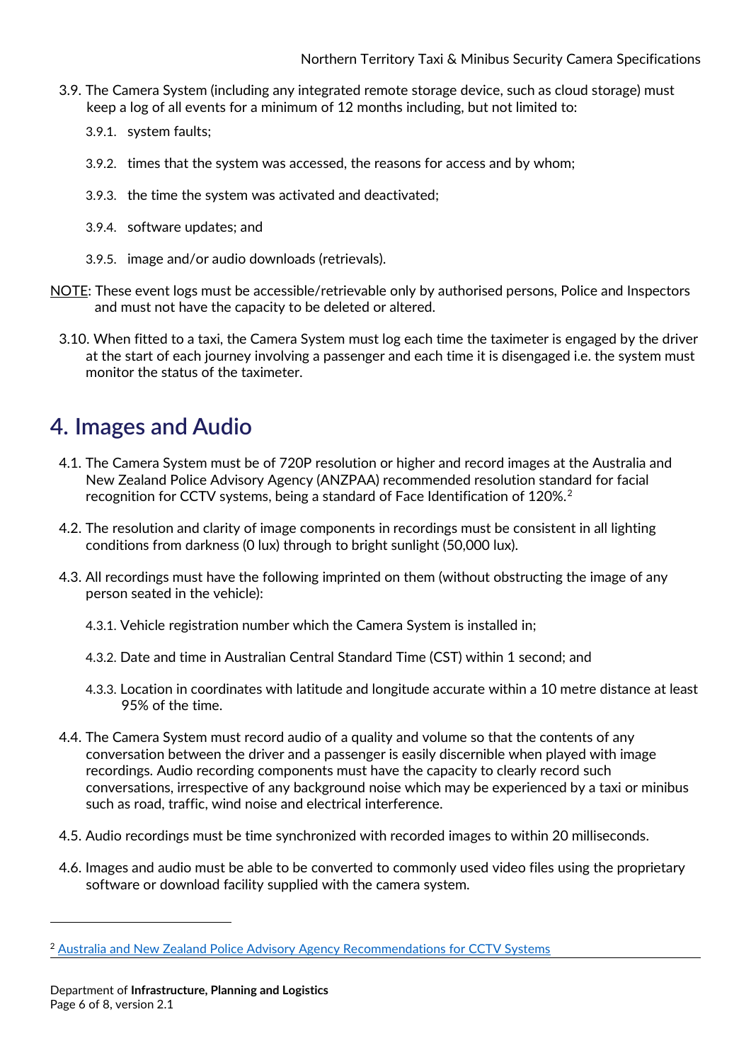3.9. The Camera System (including any integrated remote storage device, such as cloud storage) must keep a log of all events for a minimum of 12 months including, but not limited to:

3.9.1. system faults;

3.9.2. times that the system was accessed, the reasons for access and by whom;

3.9.3. the time the system was activated and deactivated;

3.9.4. software updates; and

3.9.5. image and/or audio downloads (retrievals).

NOTE: These event logs must be accessible/retrievable only by authorised persons, Police and Inspectors and must not have the capacity to be deleted or altered.

3.10. When fitted to a taxi, the Camera System must log each time the taximeter is engaged by the driver at the start of each journey involving a passenger and each time it is disengaged i.e. the system must monitor the status of the taximeter.

# 4. Images and Audio

4.1. The Camera System must be of 720P resolution or higher and record images at the Australia and New Zealand Police Advisory Agency (ANZPAA) recommended resolution standard for facial recognition for CCTV systems, being a standard of Face Identification of 120%.[2]

4.2. The resolution and clarity of image components in recordings must be consistent in all lighting conditions from darkness (0 lux) through to bright sunlight (50,000 lux).

4.3. All recordings must have the following imprinted on them (without obstructing the image of any person seated in the vehicle):

4.3.1. Vehicle registration number which the Camera System is installed in;

4.3.2. Date and time in Australian Central Standard Time (CST) within 1 second; and

4.3.3. Location in coordinates with latitude and longitude accurate within a 10 metre distance at least 95% of the time.

4.4. The Camera System must record audio of a quality and volume so that the contents of any conversation between the driver and a passenger is easily discernible when played with image recordings. Audio recording components must have the capacity to clearly record such conversations, irrespective of any background noise which may be experienced by a taxi or minibus such as road, traffic, wind noise and electrical interference.

4.5. Audio recordings must be time synchronized with recorded images to within 20 milliseconds.

4.6. Images and audio must be able to be converted to commonly used video files using the proprietary software or download facility supplied with the camera system.

[2] Australia and New Zealand Police Advisory Agency Recommendations for CCTV Systems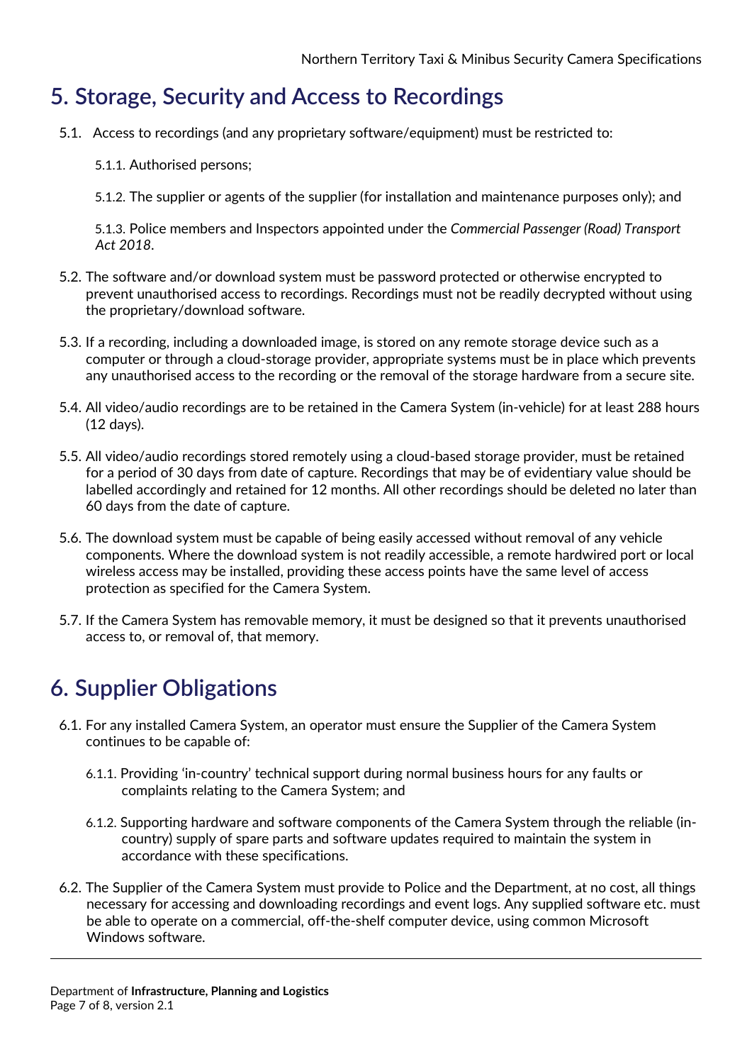# 5. Storage, Security and Access to Recordings

5.1. Access to recordings (and any proprietary software/equipment) must be restricted to:

- 5.1.1. Authorised persons;
- 5.1.2. The supplier or agents of the supplier (for installation and maintenance purposes only); and
- 5.1.3. Police members and Inspectors appointed under the *Commercial Passenger (Road) Transport Act 2018*.

5.2. The software and/or download system must be password protected or otherwise encrypted to prevent unauthorised access to recordings. Recordings must not be readily decrypted without using the proprietary/download software.

5.3. If a recording, including a downloaded image, is stored on any remote storage device such as a computer or through a cloud-storage provider, appropriate systems must be in place which prevents any unauthorised access to the recording or the removal of the storage hardware from a secure site.

5.4. All video/audio recordings are to be retained in the Camera System (in-vehicle) for at least 288 hours (12 days).

5.5. All video/audio recordings stored remotely using a cloud-based storage provider, must be retained for a period of 30 days from date of capture. Recordings that may be of evidentiary value should be labelled accordingly and retained for 12 months. All other recordings should be deleted no later than 60 days from the date of capture.

5.6. The download system must be capable of being easily accessed without removal of any vehicle components. Where the download system is not readily accessible, a remote hardwired port or local wireless access may be installed, providing these access points have the same level of access protection as specified for the Camera System.

5.7. If the Camera System has removable memory, it must be designed so that it prevents unauthorised access to, or removal of, that memory.

# 6. Supplier Obligations

6.1. For any installed Camera System, an operator must ensure the Supplier of the Camera System continues to be capable of:

- 6.1.1. Providing 'in-country' technical support during normal business hours for any faults or complaints relating to the Camera System; and
- 6.1.2. Supporting hardware and software components of the Camera System through the reliable (in-country) supply of spare parts and software updates required to maintain the system in accordance with these specifications.

6.2. The Supplier of the Camera System must provide to Police and the Department, at no cost, all things necessary for accessing and downloading recordings and event logs. Any supplied software etc. must be able to operate on a commercial, off-the-shelf computer device, using common Microsoft Windows software.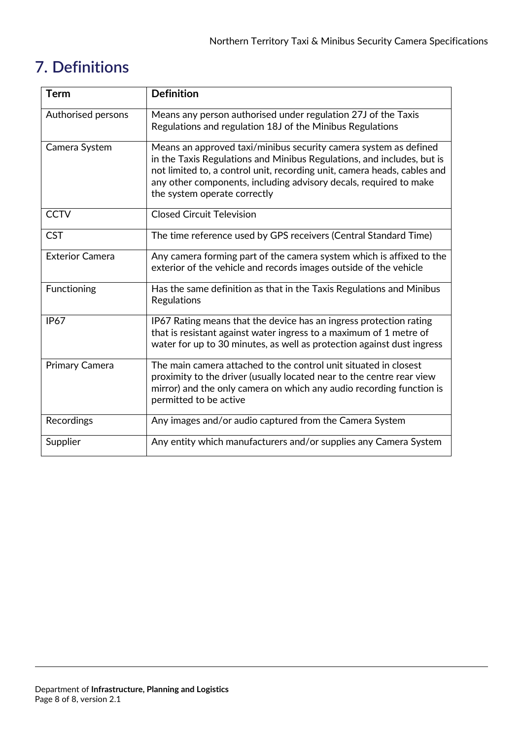# 7. Definitions

| Term | Definition |
|---|---|
| Authorised persons | Means any person authorised under regulation 27J of the Taxis Regulations and regulation 18J of the Minibus Regulations |
| Camera System | Means an approved taxi/minibus security camera system as defined in the Taxis Regulations and Minibus Regulations, and includes, but is not limited to, a control unit, recording unit, camera heads, cables and any other components, including advisory decals, required to make the system operate correctly |
| CCTV | Closed Circuit Television |
| CST | The time reference used by GPS receivers (Central Standard Time) |
| Exterior Camera | Any camera forming part of the camera system which is affixed to the exterior of the vehicle and records images outside of the vehicle |
| Functioning | Has the same definition as that in the Taxis Regulations and Minibus Regulations |
| IP67 | IP67 Rating means that the device has an ingress protection rating that is resistant against water ingress to a maximum of 1 metre of water for up to 30 minutes, as well as protection against dust ingress |
| Primary Camera | The main camera attached to the control unit situated in closest proximity to the driver (usually located near to the centre rear view mirror) and the only camera on which any audio recording function is permitted to be active |
| Recordings | Any images and/or audio captured from the Camera System |
| Supplier | Any entity which manufacturers and/or supplies any Camera System |